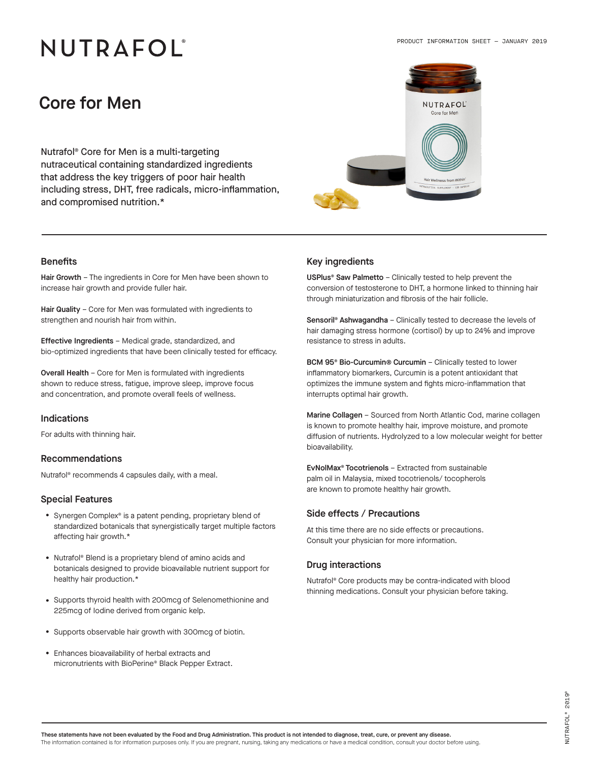# NUTRAFOL®

PRODUCT INFORMATION SHEET – JANUARY 2019

## Core for Men

Nutrafol® Core for Men is a multi-targeting nutraceutical containing standardized ingredients that address the key triggers of poor hair health including stress, DHT, free radicals, micro-inflammation, and compromised nutrition.*

### Benefits

**Hair Growth** – The ingredients in Core for Men have been shown to increase hair growth and provide fuller hair.

**Hair Quality** – Core for Men was formulated with ingredients to strengthen and nourish hair from within.

**Effective Ingredients** – Medical grade, standardized, and bio-optimized ingredients that have been clinically tested for efficacy.

**Overall Health** – Core for Men is formulated with ingredients shown to reduce stress, fatigue, improve sleep, improve focus and concentration, and promote overall feels of wellness.

### Indications

For adults with thinning hair.

### Recommendations

Nutrafol® recommends 4 capsules daily, with a meal.

### Special Features

- Synergen Complex® is a patent pending, proprietary blend of standardized botanicals that synergistically target multiple factors affecting hair growth.*
- Nutrafol® Blend is a proprietary blend of amino acids and botanicals designed to provide bioavailable nutrient support for healthy hair production.*
- Supports thyroid health with 200mcg of Selenomethionine and 225mcg of Iodine derived from organic kelp.
- Supports observable hair growth with 300mcg of biotin.
- Enhances bioavailability of herbal extracts and micronutrients with BioPerine® Black Pepper Extract.

### Key ingredients

**USPlus® Saw Palmetto** – Clinically tested to help prevent the conversion of testosterone to DHT, a hormone linked to thinning hair through miniaturization and fibrosis of the hair follicle.

**Sensoril® Ashwagandha** – Clinically tested to decrease the levels of hair damaging stress hormone (cortisol) by up to 24% and improve resistance to stress in adults.

**BCM 95® Bio-Curcumin® Curcumin** – Clinically tested to lower inflammatory biomarkers, Curcumin is a potent antioxidant that optimizes the immune system and fights micro-inflammation that interrupts optimal hair growth.

**Marine Collagen** – Sourced from North Atlantic Cod, marine collagen is known to promote healthy hair, improve moisture, and promote diffusion of nutrients. Hydrolyzed to a low molecular weight for better bioavailability.

**EvNolMax® Tocotrienols** – Extracted from sustainable palm oil in Malaysia, mixed tocotrienols/ tocopherols are known to promote healthy hair growth.

### Side effects / Precautions

At this time there are no side effects or precautions. Consult your physician for more information.

### Drug interactions

Nutrafol® Core products may be contra-indicated with blood thinning medications. Consult your physician before taking.

---

**These statements have not been evaluated by the Food and Drug Administration. This product is not intended to diagnose, treat, cure, or prevent any disease.**
The information contained is for information purposes only. If you are pregnant, nursing, taking any medications or have a medical condition, consult your doctor before using.

NUTRAFOL® 2019®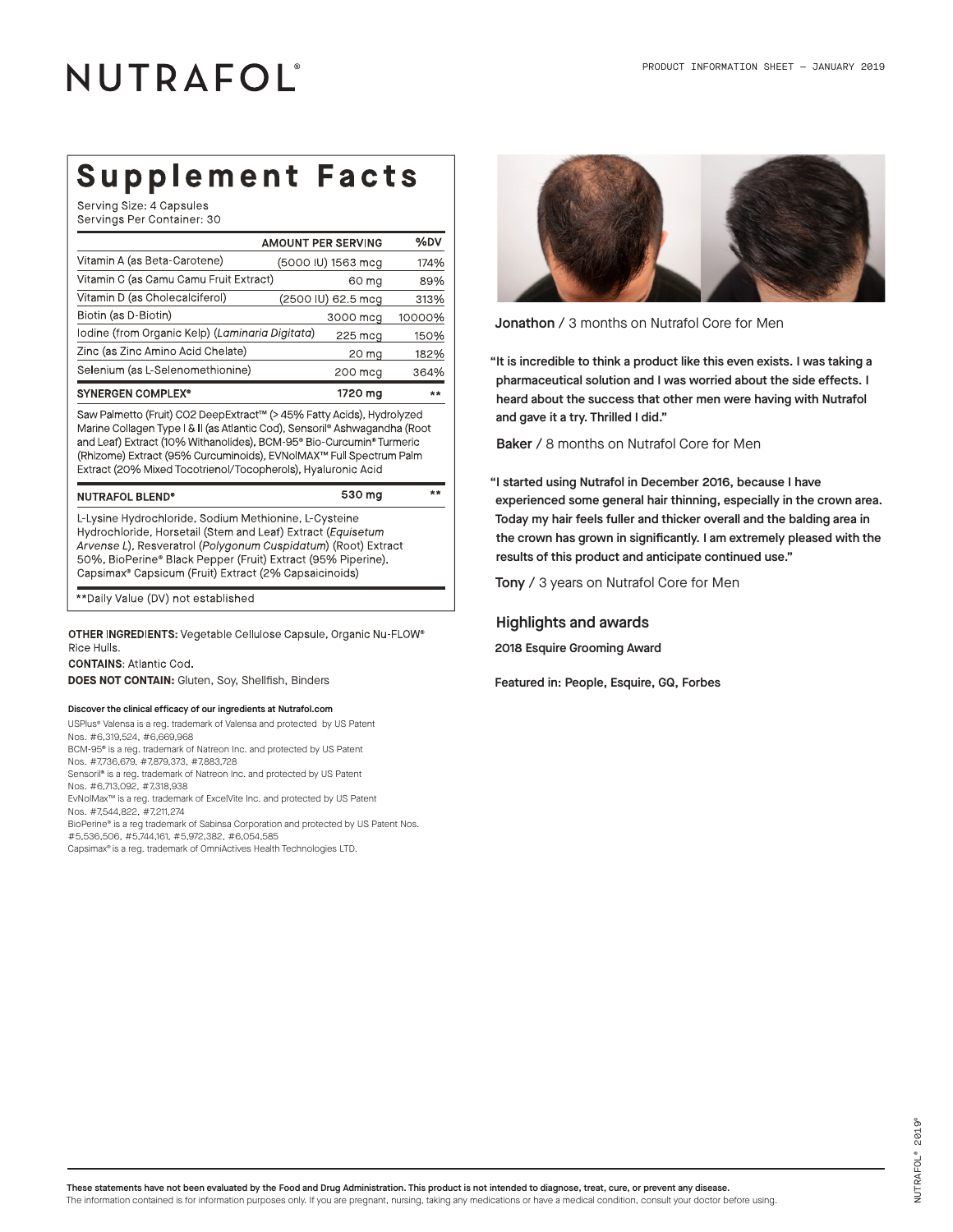# NUTRAFOL®

PRODUCT INFORMATION SHEET — JANUARY 2019

## Supplement Facts

Serving Size: 4 Capsules
Servings Per Container: 30

| | AMOUNT PER SERVING | %DV |
|---|---|---|
| Vitamin A (as Beta-Carotene) | (5000 IU) 1563 mcg | 174% |
| Vitamin C (as Camu Camu Fruit Extract) | 60 mg | 89% |
| Vitamin D (as Cholecalciferol) | (2500 IU) 62.5 mcg | 313% |
| Biotin (as D-Biotin) | 3000 mcg | 10000% |
| Iodine (from Organic Kelp) (*Laminaria Digitata*) | 225 mcg | 150% |
| Zinc (as Zinc Amino Acid Chelate) | 20 mg | 182% |
| Selenium (as L-Selenomethionine) | 200 mcg | 364% |
| **SYNERGEN COMPLEX®** | **1720 mg** | ** |
| Saw Palmetto (Fruit) CO2 DeepExtract™ (> 45% Fatty Acids), Hydrolyzed Marine Collagen Type I & II (as Atlantic Cod), Sensoril® Ashwagandha (Root and Leaf) Extract (10% Withanolides), BCM-95® Bio-Curcumin® Turmeric (Rhizome) Extract (95% Curcuminoids), EVNolMAX™ Full Spectrum Palm Extract (20% Mixed Tocotrienol/Tocopherols), Hyaluronic Acid | | |
| **NUTRAFOL BLEND®** | **530 mg** | ** |
| L-Lysine Hydrochloride, Sodium Methionine, L-Cysteine Hydrochloride, Horsetail (Stem and Leaf) Extract (*Equisetum Arvense L*), Resveratrol (*Polygonum Cuspidatum*) (Root) Extract 50%, BioPerine® Black Pepper (Fruit) Extract (95% Piperine), Capsimax® Capsicum (Fruit) Extract (2% Capsaicinoids) | | |

**Daily Value (DV) not established

**OTHER INGREDIENTS:** Vegetable Cellulose Capsule, Organic Nu-FLOW® Rice Hulls.

**CONTAINS**: Atlantic Cod.

**DOES NOT CONTAIN:** Gluten, Soy, Shellfish, Binders

**Discover the clinical efficacy of our ingredients at Nutrafol.com**

USPlus® Valensa is a reg. trademark of Valensa and protected by US Patent Nos. #6,319,524, #6,669,968
BCM-95® is a reg. trademark of Natreon Inc. and protected by US Patent Nos. #7,736,679, #7,879,373, #7,883,728
Sensoril® is a reg. trademark of Natreon Inc. and protected by US Patent Nos. #6,713,092, #7,318,938
EvNolMax™ is a reg. trademark of ExcelVite Inc. and protected by US Patent Nos. #7,544,822, #7,211,274
BioPerine® is a reg trademark of Sabinsa Corporation and protected by US Patent Nos. #5,536,506, #5,744,161, #5,972,382, #6,054,585
Capsimax® is a reg. trademark of OmniActives Health Technologies LTD.

**Jonathon** / 3 months on Nutrafol Core for Men

**"It is incredible to think a product like this even exists. I was taking a pharmaceutical solution and I was worried about the side effects. I heard about the success that other men were having with Nutrafol and gave it a try. Thrilled I did."**

**Baker** / 8 months on Nutrafol Core for Men

**"I started using Nutrafol in December 2016, because I have experienced some general hair thinning, especially in the crown area. Today my hair feels fuller and thicker overall and the balding area in the crown has grown in significantly. I am extremely pleased with the results of this product and anticipate continued use."**

**Tony** / 3 years on Nutrafol Core for Men

### Highlights and awards

**2018 Esquire Grooming Award**

**Featured in: People, Esquire, GQ, Forbes**

**These statements have not been evaluated by the Food and Drug Administration. This product is not intended to diagnose, treat, cure, or prevent any disease.**
The information contained is for information purposes only. If you are pregnant, nursing, taking any medications or have a medical condition, consult your doctor before using.